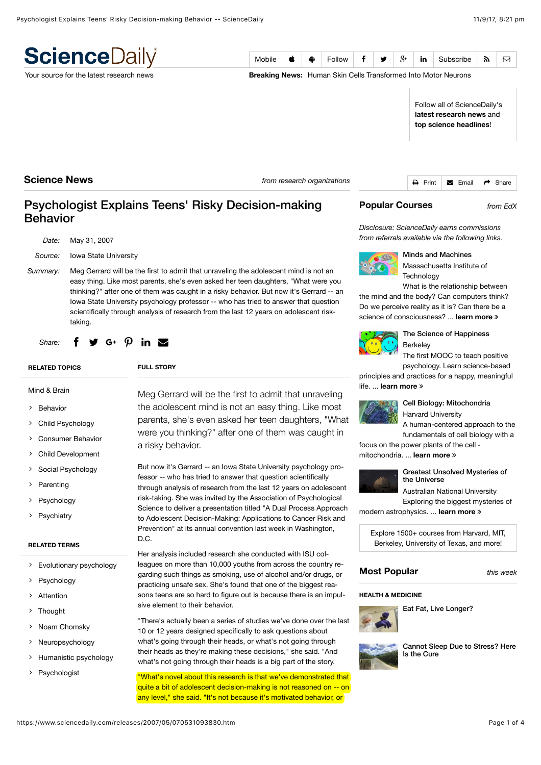# ScienceDaily

Your source for the latest research news

**Breaking News:** Human Skin Cells Transformed Into Motor Neurons

Follow all of ScienceDaily's **latest research news** and **top science headlines**!

## Science News

*from research organizations*

# Psychologist Explains Teens' Risky Decision-making Behavior

*Date:* May 31, 2007

*Source:* Iowa State University

*Summary:* Meg Gerrard will be the first to admit that unraveling the adolescent mind is not an easy thing. Like most parents, she's even asked her teen daughters, "What were you thinking?" after one of them was caught in a risky behavior. But now it's Gerrard -- an Iowa State University psychology professor -- who has tried to answer that question scientifically through analysis of research from the last 12 years on adolescent risk-taking.

### FULL STORY

Meg Gerrard will be the first to admit that unraveling the adolescent mind is not an easy thing. Like most parents, she's even asked her teen daughters, "What were you thinking?" after one of them was caught in a risky behavior.

But now it's Gerrard -- an Iowa State University psychology professor -- who has tried to answer that question scientifically through analysis of research from the last 12 years on adolescent risk-taking. She was invited by the Association of Psychological Science to deliver a presentation titled "A Dual Process Approach to Adolescent Decision-Making: Applications to Cancer Risk and Prevention" at its annual convention last week in Washington, D.C.

Her analysis included research she conducted with ISU colleagues on more than 10,000 youths from across the country regarding such things as smoking, use of alcohol and/or drugs, or practicing unsafe sex. She's found that one of the biggest reasons teens are so hard to figure out is because there is an impulsive element to their behavior.

"There's actually been a series of studies we've done over the last 10 or 12 years designed specifically to ask questions about what's going through their heads, or what's not going through their heads as they're making these decisions," she said. "And what's not going through their heads is a big part of the story.

"What's novel about this research is that we've demonstrated that quite a bit of adolescent decision-making is not reasoned on -- on any level," she said. "It's not because it's motivated behavior, or

### RELATED TOPICS

Mind & Brain

- Behavior
- Child Psychology
- Consumer Behavior
- Child Development
- Social Psychology
- Parenting
- Psychology
- Psychiatry

### RELATED TERMS

- Evolutionary psychology
- Psychology
- Attention
- Thought
- Noam Chomsky
- Neuropsychology
- Humanistic psychology
- Psychologist

## Popular Courses

*from EdX*

*Disclosure: ScienceDaily earns commissions from referrals available via the following links.*

**Minds and Machines**
Massachusetts Institute of Technology
What is the relationship between the mind and the body? Can computers think? Do we perceive reality as it is? Can there be a science of consciousness? ... **learn more »**

**The Science of Happiness**
Berkeley
The first MOOC to teach positive psychology. Learn science-based principles and practices for a happy, meaningful life. ... **learn more »**

**Cell Biology: Mitochondria**
Harvard University
A human-centered approach to the fundamentals of cell biology with a focus on the power plants of the cell - mitochondria. ... **learn more »**

**Greatest Unsolved Mysteries of the Universe**
Australian National University
Exploring the biggest mysteries of modern astrophysics. ... **learn more »**

Explore 1500+ courses from Harvard, MIT, Berkeley, University of Texas, and more!

## Most Popular

*this week*

### HEALTH & MEDICINE

**Eat Fat, Live Longer?**

**Cannot Sleep Due to Stress? Here Is the Cure**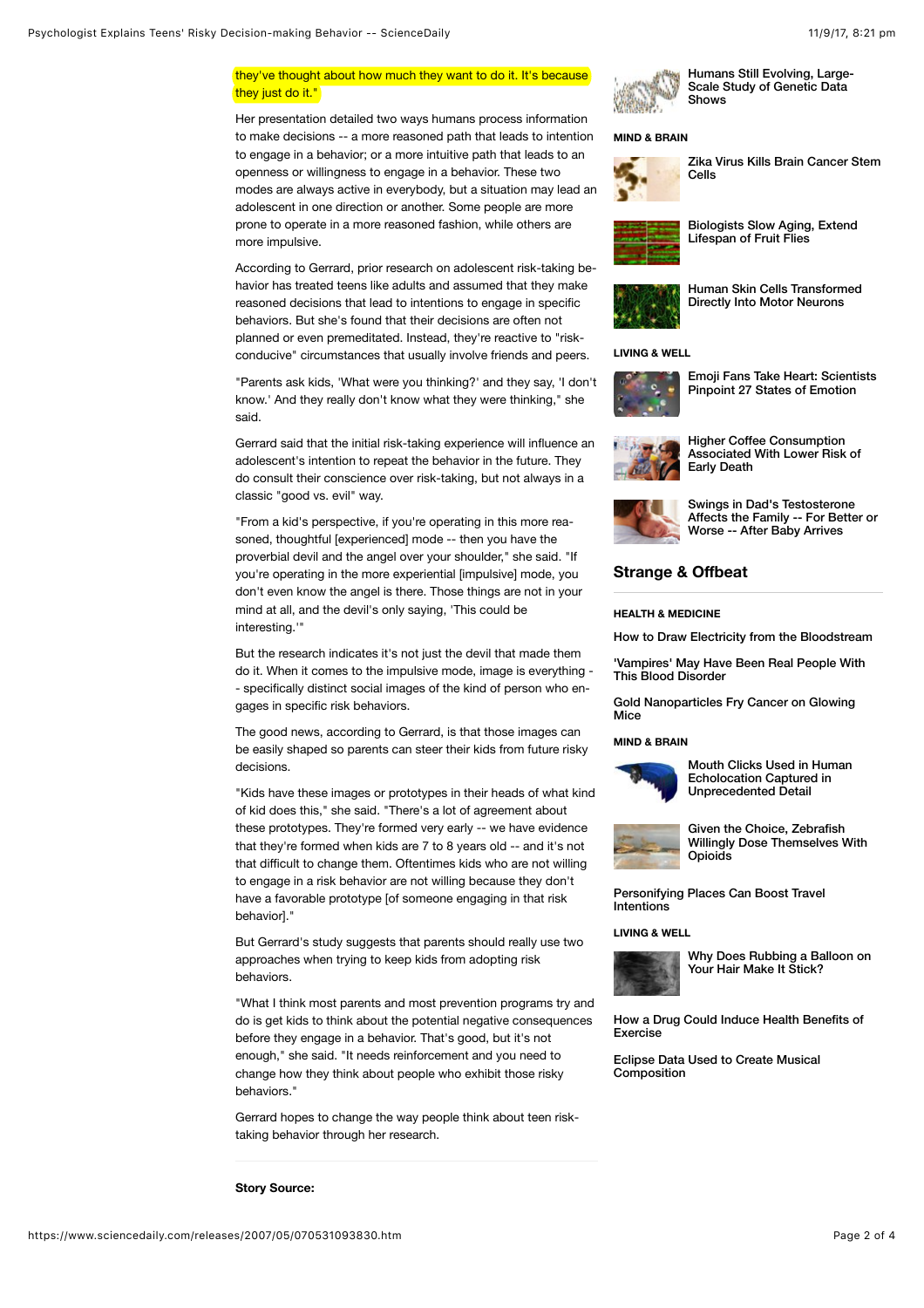they've thought about how much they want to do it. It's because they just do it."

Her presentation detailed two ways humans process information to make decisions -- a more reasoned path that leads to intention to engage in a behavior; or a more intuitive path that leads to an openness or willingness to engage in a behavior. These two modes are always active in everybody, but a situation may lead an adolescent in one direction or another. Some people are more prone to operate in a more reasoned fashion, while others are more impulsive.

According to Gerrard, prior research on adolescent risk-taking behavior has treated teens like adults and assumed that they make reasoned decisions that lead to intentions to engage in specific behaviors. But she's found that their decisions are often not planned or even premeditated. Instead, they're reactive to "risk-conducive" circumstances that usually involve friends and peers.

"Parents ask kids, 'What were you thinking?' and they say, 'I don't know.' And they really don't know what they were thinking," she said.

Gerrard said that the initial risk-taking experience will influence an adolescent's intention to repeat the behavior in the future. They do consult their conscience over risk-taking, but not always in a classic "good vs. evil" way.

"From a kid's perspective, if you're operating in this more reasoned, thoughtful [experienced] mode -- then you have the proverbial devil and the angel over your shoulder," she said. "If you're operating in the more experiential [impulsive] mode, you don't even know the angel is there. Those things are not in your mind at all, and the devil's only saying, 'This could be interesting.'"

But the research indicates it's not just the devil that made them do it. When it comes to the impulsive mode, image is everything -- specifically distinct social images of the kind of person who engages in specific risk behaviors.

The good news, according to Gerrard, is that those images can be easily shaped so parents can steer their kids from future risky decisions.

"Kids have these images or prototypes in their heads of what kind of kid does this," she said. "There's a lot of agreement about these prototypes. They're formed very early -- we have evidence that they're formed when kids are 7 to 8 years old -- and it's not that difficult to change them. Oftentimes kids who are not willing to engage in a risk behavior are not willing because they don't have a favorable prototype [of someone engaging in that risk behavior]."

But Gerrard's study suggests that parents should really use two approaches when trying to keep kids from adopting risk behaviors.

"What I think most parents and most prevention programs try and do is get kids to think about the potential negative consequences before they engage in a behavior. That's good, but it's not enough," she said. "It needs reinforcement and you need to change how they think about people who exhibit those risky behaviors."

Gerrard hopes to change the way people think about teen risk-taking behavior through her research.

**Story Source:**

Humans Still Evolving, Large-Scale Study of Genetic Data Shows

**MIND & BRAIN**

Zika Virus Kills Brain Cancer Stem Cells

Biologists Slow Aging, Extend Lifespan of Fruit Flies

Human Skin Cells Transformed Directly Into Motor Neurons

**LIVING & WELL**

Emoji Fans Take Heart: Scientists Pinpoint 27 States of Emotion

Higher Coffee Consumption Associated With Lower Risk of Early Death

Swings in Dad's Testosterone Affects the Family -- For Better or Worse -- After Baby Arrives

## Strange & Offbeat

**HEALTH & MEDICINE**

How to Draw Electricity from the Bloodstream

'Vampires' May Have Been Real People With This Blood Disorder

Gold Nanoparticles Fry Cancer on Glowing Mice

**MIND & BRAIN**

Mouth Clicks Used in Human Echolocation Captured in Unprecedented Detail

Given the Choice, Zebrafish Willingly Dose Themselves With Opioids

Personifying Places Can Boost Travel Intentions

**LIVING & WELL**

Why Does Rubbing a Balloon on Your Hair Make It Stick?

How a Drug Could Induce Health Benefits of Exercise

Eclipse Data Used to Create Musical Composition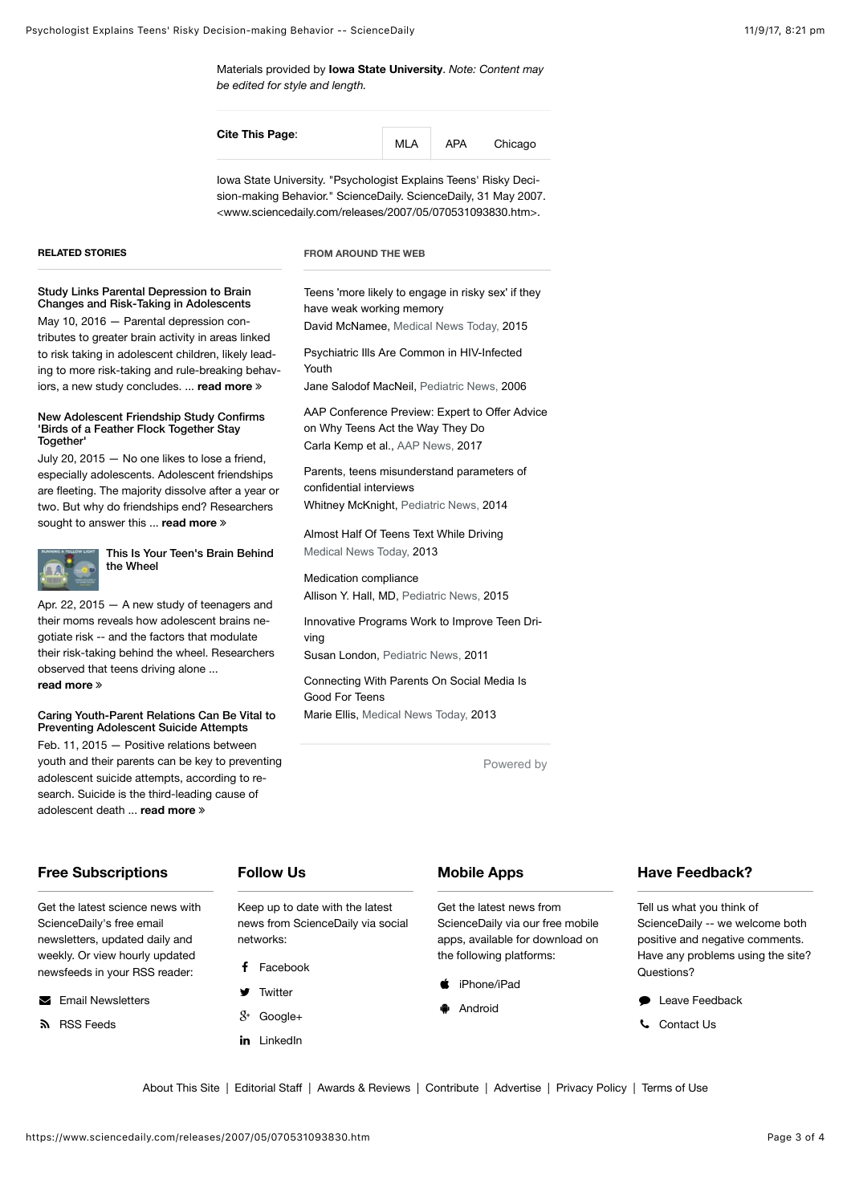Materials provided by **Iowa State University**. *Note: Content may be edited for style and length.*

**Cite This Page**: MLA APA Chicago

Iowa State University. "Psychologist Explains Teens' Risky Decision-making Behavior." ScienceDaily. ScienceDaily, 31 May 2007. <www.sciencedaily.com/releases/2007/05/070531093830.htm>.

**RELATED STORIES**

**Study Links Parental Depression to Brain Changes and Risk-Taking in Adolescents**
May 10, 2016 — Parental depression contributes to greater brain activity in areas linked to risk taking in adolescent children, likely leading to more risk-taking and rule-breaking behaviors, a new study concludes. ... **read more** »

**New Adolescent Friendship Study Confirms 'Birds of a Feather Flock Together Stay Together'**
July 20, 2015 — No one likes to lose a friend, especially adolescents. Adolescent friendships are fleeting. The majority dissolve after a year or two. But why do friendships end? Researchers sought to answer this ... **read more** »

**This Is Your Teen's Brain Behind the Wheel**
Apr. 22, 2015 — A new study of teenagers and their moms reveals how adolescent brains negotiate risk -- and the factors that modulate their risk-taking behind the wheel. Researchers observed that teens driving alone ... **read more** »

**Caring Youth-Parent Relations Can Be Vital to Preventing Adolescent Suicide Attempts**
Feb. 11, 2015 — Positive relations between youth and their parents can be key to preventing adolescent suicide attempts, according to research. Suicide is the third-leading cause of adolescent death ... **read more** »

**FROM AROUND THE WEB**

Teens 'more likely to engage in risky sex' if they have weak working memory
David McNamee, Medical News Today, 2015

Psychiatric Ills Are Common in HIV-Infected Youth
Jane Salodof MacNeil, Pediatric News, 2006

AAP Conference Preview: Expert to Offer Advice on Why Teens Act the Way They Do
Carla Kemp et al., AAP News, 2017

Parents, teens misunderstand parameters of confidential interviews
Whitney McKnight, Pediatric News, 2014

Almost Half Of Teens Text While Driving
Medical News Today, 2013

Medication compliance
Allison Y. Hall, MD, Pediatric News, 2015

Innovative Programs Work to Improve Teen Driving
Susan London, Pediatric News, 2011

Connecting With Parents On Social Media Is Good For Teens
Marie Ellis, Medical News Today, 2013

Powered by

## Free Subscriptions

Get the latest science news with ScienceDaily's free email newsletters, updated daily and weekly. Or view hourly updated newsfeeds in your RSS reader:

- Email Newsletters
- RSS Feeds

## Follow Us

Keep up to date with the latest news from ScienceDaily via social networks:

- Facebook
- Twitter
- Google+
- LinkedIn

## Mobile Apps

Get the latest news from ScienceDaily via our free mobile apps, available for download on the following platforms:

- iPhone/iPad
- Android

## Have Feedback?

Tell us what you think of ScienceDaily -- we welcome both positive and negative comments. Have any problems using the site? Questions?

- Leave Feedback
- Contact Us

About This Site | Editorial Staff | Awards & Reviews | Contribute | Advertise | Privacy Policy | Terms of Use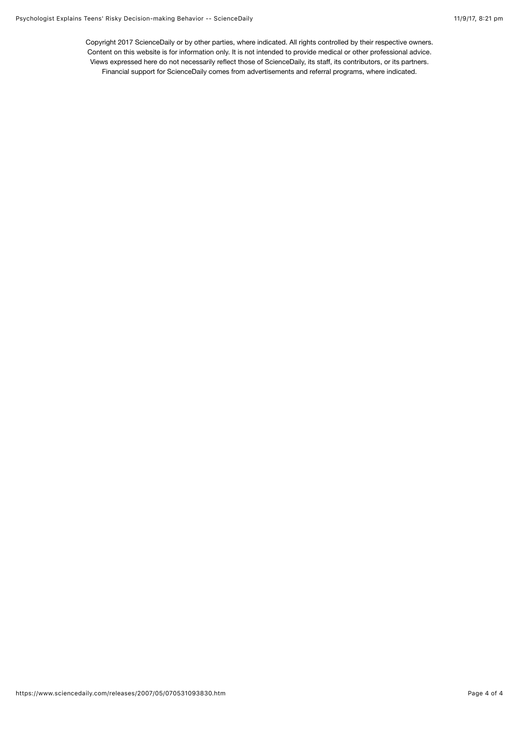Copyright 2017 ScienceDaily or by other parties, where indicated. All rights controlled by their respective owners.
Content on this website is for information only. It is not intended to provide medical or other professional advice.
Views expressed here do not necessarily reflect those of ScienceDaily, its staff, its contributors, or its partners.
Financial support for ScienceDaily comes from advertisements and referral programs, where indicated.